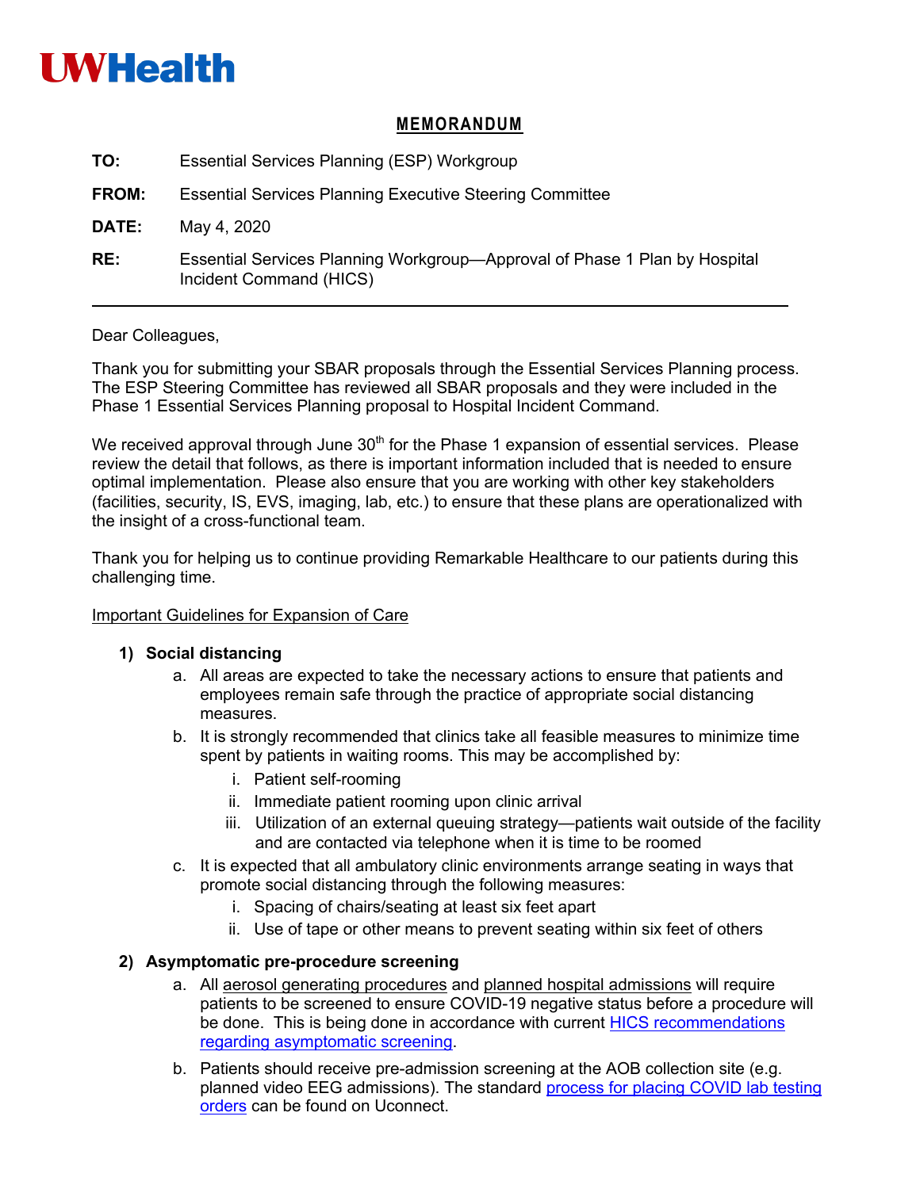UWHealth

## MEMORANDUM

**TO:** Essential Services Planning (ESP) Workgroup

**FROM:** Essential Services Planning Executive Steering Committee

**DATE:** May 4, 2020

**RE:** Essential Services Planning Workgroup—Approval of Phase 1 Plan by Hospital Incident Command (HICS)

---

Dear Colleagues,

Thank you for submitting your SBAR proposals through the Essential Services Planning process. The ESP Steering Committee has reviewed all SBAR proposals and they were included in the Phase 1 Essential Services Planning proposal to Hospital Incident Command.

We received approval through June 30th for the Phase 1 expansion of essential services. Please review the detail that follows, as there is important information included that is needed to ensure optimal implementation. Please also ensure that you are working with other key stakeholders (facilities, security, IS, EVS, imaging, lab, etc.) to ensure that these plans are operationalized with the insight of a cross-functional team.

Thank you for helping us to continue providing Remarkable Healthcare to our patients during this challenging time.

Important Guidelines for Expansion of Care

1) **Social distancing**
   a. All areas are expected to take the necessary actions to ensure that patients and employees remain safe through the practice of appropriate social distancing measures.
   b. It is strongly recommended that clinics take all feasible measures to minimize time spent by patients in waiting rooms. This may be accomplished by:
      i. Patient self-rooming
      ii. Immediate patient rooming upon clinic arrival
      iii. Utilization of an external queuing strategy—patients wait outside of the facility and are contacted via telephone when it is time to be roomed
   c. It is expected that all ambulatory clinic environments arrange seating in ways that promote social distancing through the following measures:
      i. Spacing of chairs/seating at least six feet apart
      ii. Use of tape or other means to prevent seating within six feet of others

2) **Asymptomatic pre-procedure screening**
   a. All aerosol generating procedures and planned hospital admissions will require patients to be screened to ensure COVID-19 negative status before a procedure will be done. This is being done in accordance with current HICS recommendations regarding asymptomatic screening.
   b. Patients should receive pre-admission screening at the AOB collection site (e.g. planned video EEG admissions). The standard process for placing COVID lab testing orders can be found on Uconnect.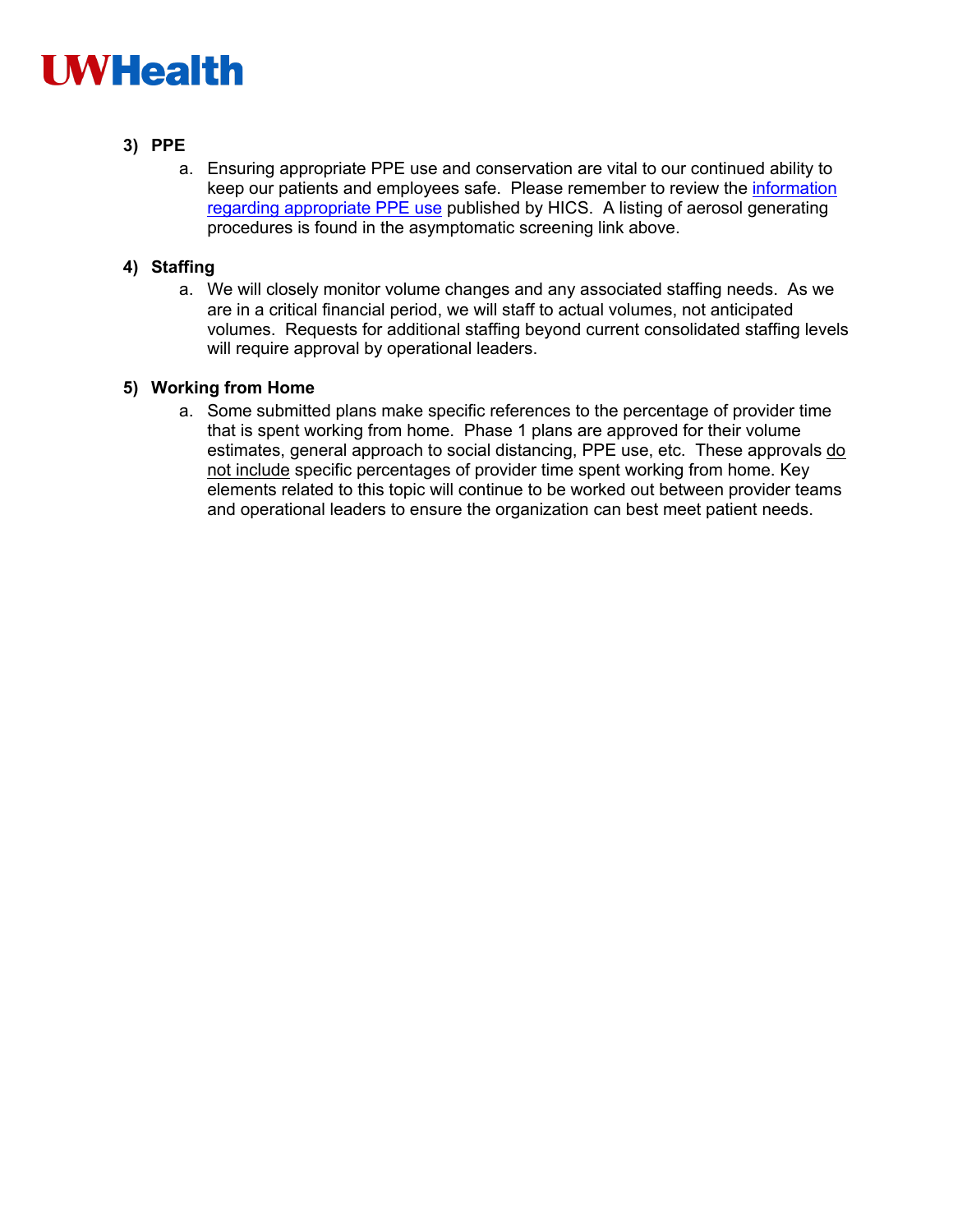3) **PPE**

   a. Ensuring appropriate PPE use and conservation are vital to our continued ability to keep our patients and employees safe. Please remember to review the information regarding appropriate PPE use published by HICS. A listing of aerosol generating procedures is found in the asymptomatic screening link above.

4) **Staffing**

   a. We will closely monitor volume changes and any associated staffing needs. As we are in a critical financial period, we will staff to actual volumes, not anticipated volumes. Requests for additional staffing beyond current consolidated staffing levels will require approval by operational leaders.

5) **Working from Home**

   a. Some submitted plans make specific references to the percentage of provider time that is spent working from home. Phase 1 plans are approved for their volume estimates, general approach to social distancing, PPE use, etc. These approvals do not include specific percentages of provider time spent working from home. Key elements related to this topic will continue to be worked out between provider teams and operational leaders to ensure the organization can best meet patient needs.